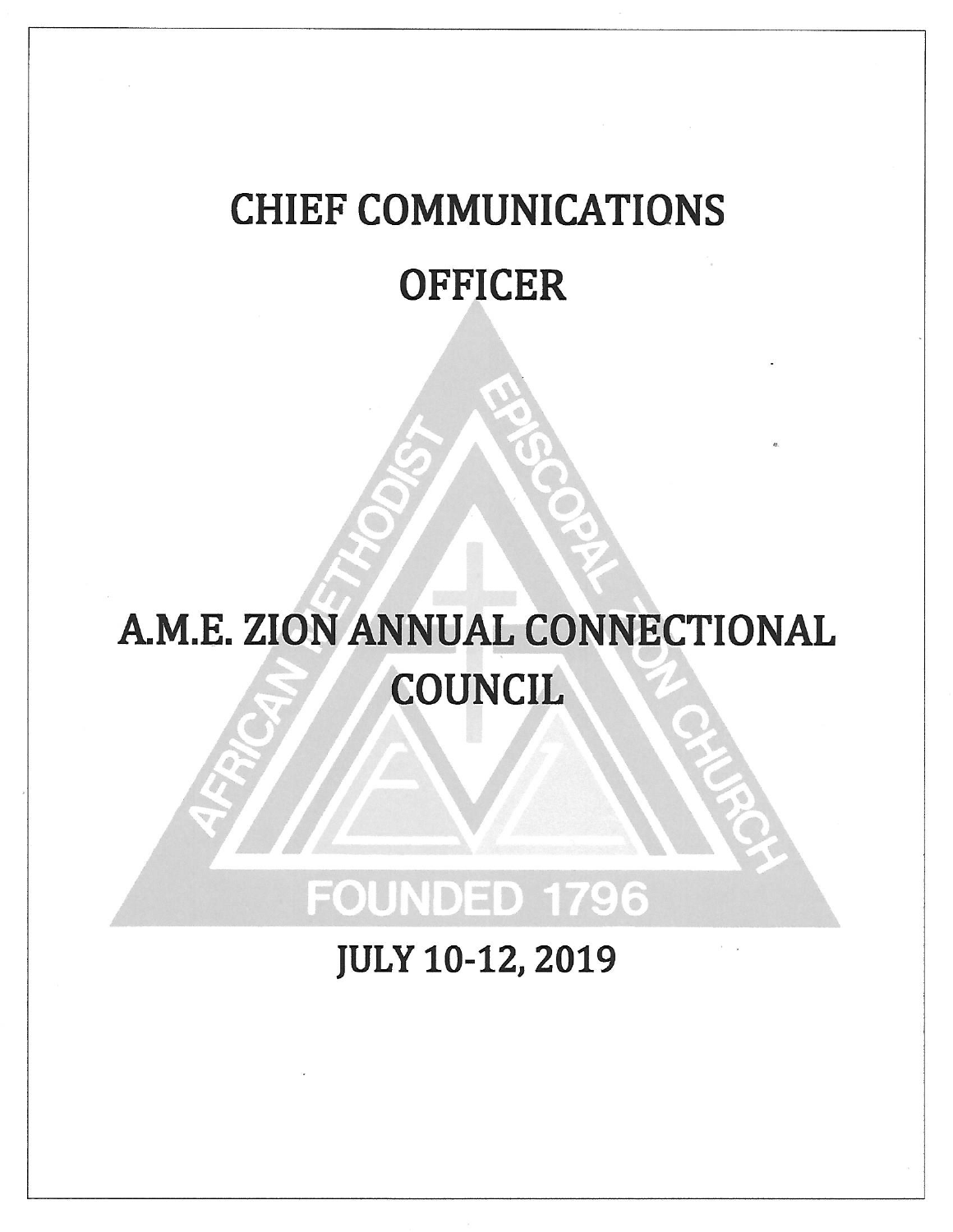# CHIEF COMMUNICATIONS OFFICER

# A.M.E. ZION ANNUAL CONNECTIONAL COUNCIL

## JULY 10-12, 2019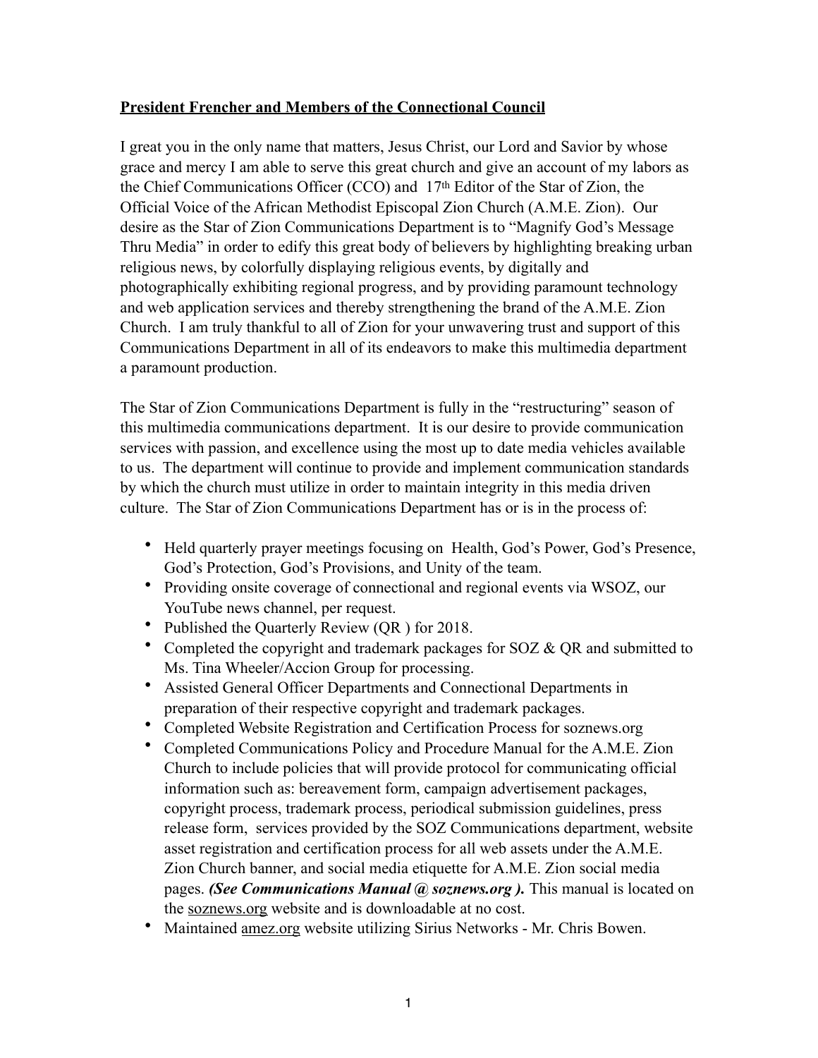**President Frencher and Members of the Connectional Council**

I great you in the only name that matters, Jesus Christ, our Lord and Savior by whose grace and mercy I am able to serve this great church and give an account of my labors as the Chief Communications Officer (CCO) and 17th Editor of the Star of Zion, the Official Voice of the African Methodist Episcopal Zion Church (A.M.E. Zion). Our desire as the Star of Zion Communications Department is to "Magnify God's Message Thru Media" in order to edify this great body of believers by highlighting breaking urban religious news, by colorfully displaying religious events, by digitally and photographically exhibiting regional progress, and by providing paramount technology and web application services and thereby strengthening the brand of the A.M.E. Zion Church. I am truly thankful to all of Zion for your unwavering trust and support of this Communications Department in all of its endeavors to make this multimedia department a paramount production.

The Star of Zion Communications Department is fully in the "restructuring" season of this multimedia communications department. It is our desire to provide communication services with passion, and excellence using the most up to date media vehicles available to us. The department will continue to provide and implement communication standards by which the church must utilize in order to maintain integrity in this media driven culture. The Star of Zion Communications Department has or is in the process of:

- Held quarterly prayer meetings focusing on Health, God's Power, God's Presence, God's Protection, God's Provisions, and Unity of the team.
- Providing onsite coverage of connectional and regional events via WSOZ, our YouTube news channel, per request.
- Published the Quarterly Review (QR ) for 2018.
- Completed the copyright and trademark packages for SOZ & QR and submitted to Ms. Tina Wheeler/Accion Group for processing.
- Assisted General Officer Departments and Connectional Departments in preparation of their respective copyright and trademark packages.
- Completed Website Registration and Certification Process for soznews.org
- Completed Communications Policy and Procedure Manual for the A.M.E. Zion Church to include policies that will provide protocol for communicating official information such as: bereavement form, campaign advertisement packages, copyright process, trademark process, periodical submission guidelines, press release form, services provided by the SOZ Communications department, website asset registration and certification process for all web assets under the A.M.E. Zion Church banner, and social media etiquette for A.M.E. Zion social media pages. ***(See Communications Manual @ soznews.org ).*** This manual is located on the soznews.org website and is downloadable at no cost.
- Maintained amez.org website utilizing Sirius Networks - Mr. Chris Bowen.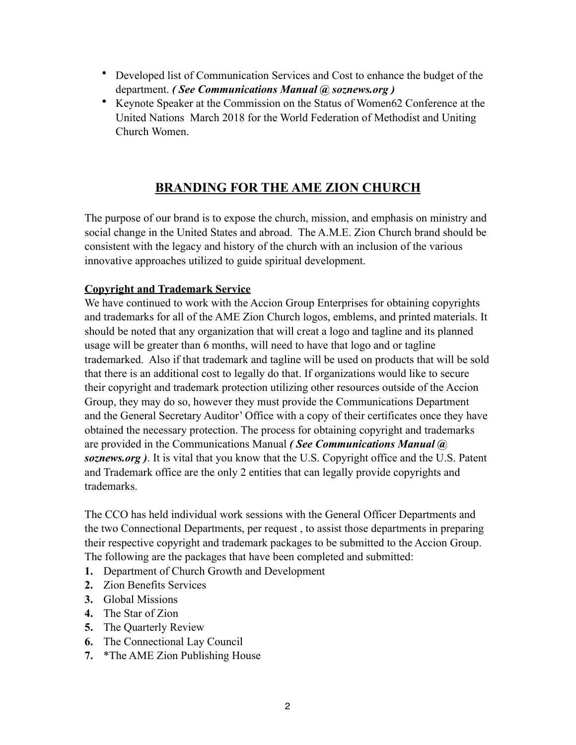- Developed list of Communication Services and Cost to enhance the budget of the department. ***( See Communications Manual @ soznews.org )***
- Keynote Speaker at the Commission on the Status of Women62 Conference at the United Nations March 2018 for the World Federation of Methodist and Uniting Church Women.

## BRANDING FOR THE AME ZION CHURCH

The purpose of our brand is to expose the church, mission, and emphasis on ministry and social change in the United States and abroad. The A.M.E. Zion Church brand should be consistent with the legacy and history of the church with an inclusion of the various innovative approaches utilized to guide spiritual development.

**Copyright and Trademark Service**

We have continued to work with the Accion Group Enterprises for obtaining copyrights and trademarks for all of the AME Zion Church logos, emblems, and printed materials. It should be noted that any organization that will creat a logo and tagline and its planned usage will be greater than 6 months, will need to have that logo and or tagline trademarked. Also if that trademark and tagline will be used on products that will be sold that there is an additional cost to legally do that. If organizations would like to secure their copyright and trademark protection utilizing other resources outside of the Accion Group, they may do so, however they must provide the Communications Department and the General Secretary Auditor' Office with a copy of their certificates once they have obtained the necessary protection. The process for obtaining copyright and trademarks are provided in the Communications Manual ***( See Communications Manual @ soznews.org )***. It is vital that you know that the U.S. Copyright office and the U.S. Patent and Trademark office are the only 2 entities that can legally provide copyrights and trademarks.

The CCO has held individual work sessions with the General Officer Departments and the two Connectional Departments, per request , to assist those departments in preparing their respective copyright and trademark packages to be submitted to the Accion Group. The following are the packages that have been completed and submitted:

1. Department of Church Growth and Development
2. Zion Benefits Services
3. Global Missions
4. The Star of Zion
5. The Quarterly Review
6. The Connectional Lay Council
7. *The AME Zion Publishing House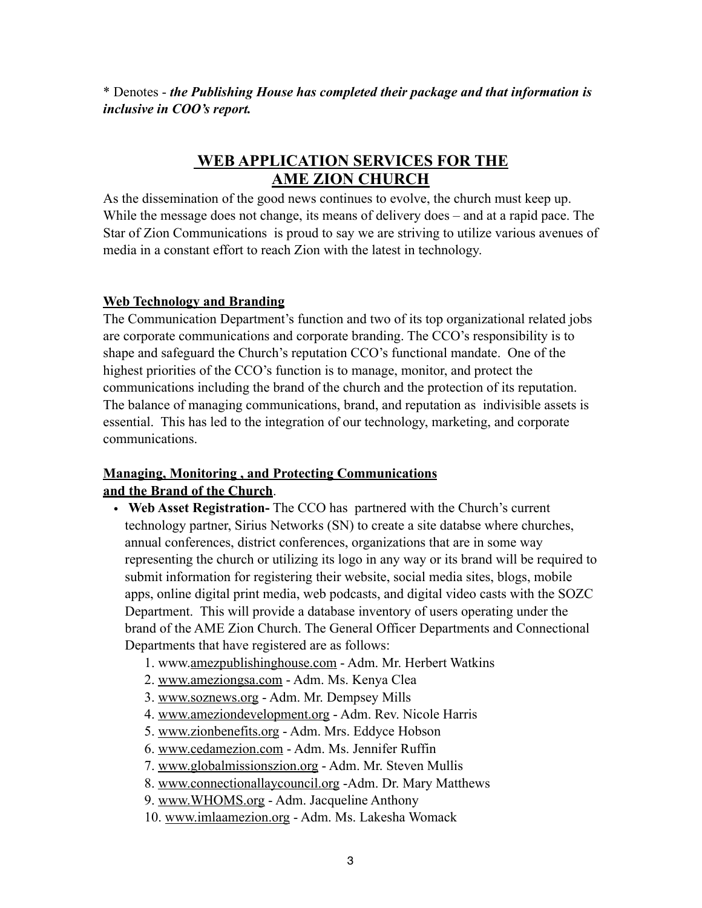\* Denotes - ***the Publishing House has completed their package and that information is inclusive in COO's report.***

## WEB APPLICATION SERVICES FOR THE AME ZION CHURCH

As the dissemination of the good news continues to evolve, the church must keep up. While the message does not change, its means of delivery does – and at a rapid pace. The Star of Zion Communications is proud to say we are striving to utilize various avenues of media in a constant effort to reach Zion with the latest in technology.

### Web Technology and Branding

The Communication Department's function and two of its top organizational related jobs are corporate communications and corporate branding. The CCO's responsibility is to shape and safeguard the Church's reputation CCO's functional mandate. One of the highest priorities of the CCO's function is to manage, monitor, and protect the communications including the brand of the church and the protection of its reputation. The balance of managing communications, brand, and reputation as indivisible assets is essential. This has led to the integration of our technology, marketing, and corporate communications.

### Managing, Monitoring , and Protecting Communications and the Brand of the Church.

- **Web Asset Registration-** The CCO has partnered with the Church's current technology partner, Sirius Networks (SN) to create a site databse where churches, annual conferences, district conferences, organizations that are in some way representing the church or utilizing its logo in any way or its brand will be required to submit information for registering their website, social media sites, blogs, mobile apps, online digital print media, web podcasts, and digital video casts with the SOZC Department. This will provide a database inventory of users operating under the brand of the AME Zion Church. The General Officer Departments and Connectional Departments that have registered are as follows:
    1. www.amezpublishinghouse.com - Adm. Mr. Herbert Watkins
    2. www.ameziongsa.com - Adm. Ms. Kenya Clea
    3. www.soznews.org - Adm. Mr. Dempsey Mills
    4. www.ameziondevelopment.org - Adm. Rev. Nicole Harris
    5. www.zionbenefits.org - Adm. Mrs. Eddyce Hobson
    6. www.cedamezion.com - Adm. Ms. Jennifer Ruffin
    7. www.globalmissionszion.org - Adm. Mr. Steven Mullis
    8. www.connectionallaycouncil.org -Adm. Dr. Mary Matthews
    9. www.WHOMS.org - Adm. Jacqueline Anthony
    10. www.imlaamezion.org - Adm. Ms. Lakesha Womack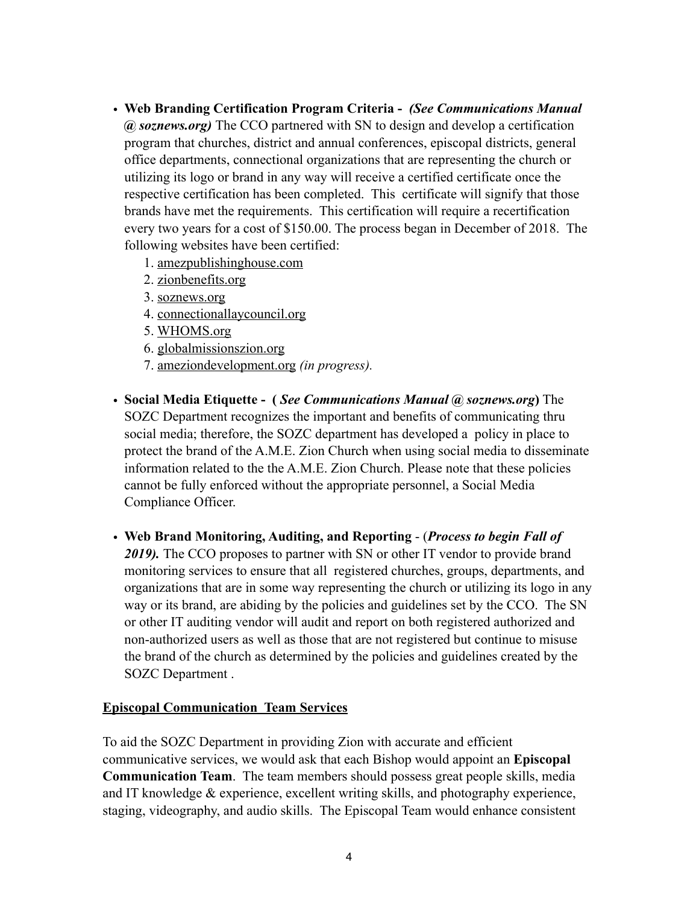- **Web Branding Certification Program Criteria -** ***(See Communications Manual @ soznews.org)*** The CCO partnered with SN to design and develop a certification program that churches, district and annual conferences, episcopal districts, general office departments, connectional organizations that are representing the church or utilizing its logo or brand in any way will receive a certified certificate once the respective certification has been completed. This certificate will signify that those brands have met the requirements. This certification will require a recertification every two years for a cost of $150.00. The process began in December of 2018. The following websites have been certified:
    1. amezpublishinghouse.com
    2. zionbenefits.org
    3. soznews.org
    4. connectionallaycouncil.org
    5. WHOMS.org
    6. globalmissionszion.org
    7. ameziondevelopment.org *(in progress).*

- **Social Media Etiquette - (** ***See Communications Manual @ soznews.org*****)** The SOZC Department recognizes the important and benefits of communicating thru social media; therefore, the SOZC department has developed a policy in place to protect the brand of the A.M.E. Zion Church when using social media to disseminate information related to the the A.M.E. Zion Church. Please note that these policies cannot be fully enforced without the appropriate personnel, a Social Media Compliance Officer.

- **Web Brand Monitoring, Auditing, and Reporting** - (***Process to begin Fall of 2019).*** The CCO proposes to partner with SN or other IT vendor to provide brand monitoring services to ensure that all registered churches, groups, departments, and organizations that are in some way representing the church or utilizing its logo in any way or its brand, are abiding by the policies and guidelines set by the CCO. The SN or other IT auditing vendor will audit and report on both registered authorized and non-authorized users as well as those that are not registered but continue to misuse the brand of the church as determined by the policies and guidelines created by the SOZC Department .

**Episcopal Communication Team Services**

To aid the SOZC Department in providing Zion with accurate and efficient communicative services, we would ask that each Bishop would appoint an **Episcopal Communication Team**. The team members should possess great people skills, media and IT knowledge & experience, excellent writing skills, and photography experience, staging, videography, and audio skills. The Episcopal Team would enhance consistent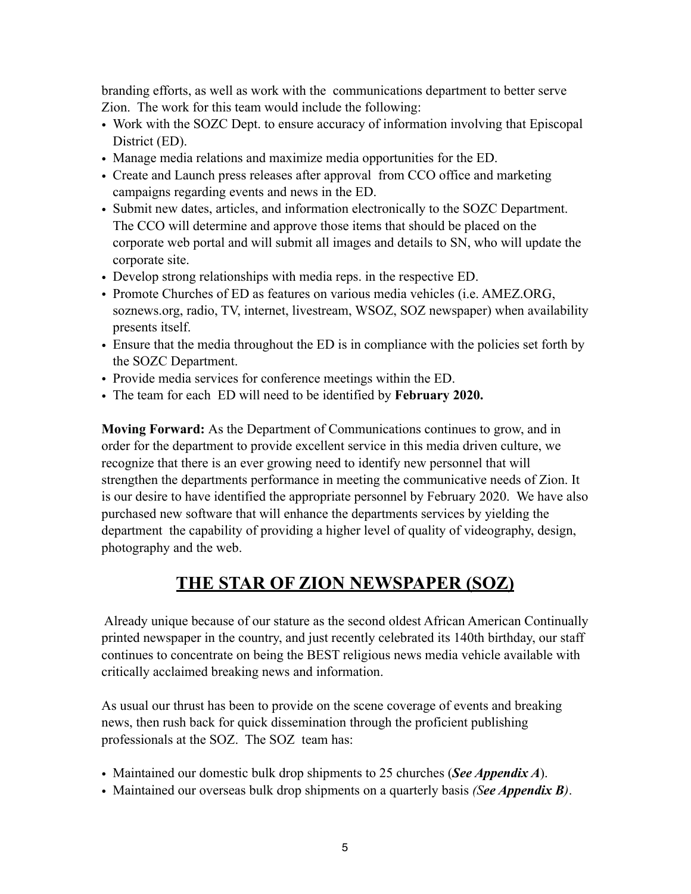branding efforts, as well as work with the communications department to better serve Zion. The work for this team would include the following:

- Work with the SOZC Dept. to ensure accuracy of information involving that Episcopal District (ED).
- Manage media relations and maximize media opportunities for the ED.
- Create and Launch press releases after approval from CCO office and marketing campaigns regarding events and news in the ED.
- Submit new dates, articles, and information electronically to the SOZC Department. The CCO will determine and approve those items that should be placed on the corporate web portal and will submit all images and details to SN, who will update the corporate site.
- Develop strong relationships with media reps. in the respective ED.
- Promote Churches of ED as features on various media vehicles (i.e. AMEZ.ORG, soznews.org, radio, TV, internet, livestream, WSOZ, SOZ newspaper) when availability presents itself.
- Ensure that the media throughout the ED is in compliance with the policies set forth by the SOZC Department.
- Provide media services for conference meetings within the ED.
- The team for each ED will need to be identified by **February 2020.**

**Moving Forward:** As the Department of Communications continues to grow, and in order for the department to provide excellent service in this media driven culture, we recognize that there is an ever growing need to identify new personnel that will strengthen the departments performance in meeting the communicative needs of Zion. It is our desire to have identified the appropriate personnel by February 2020. We have also purchased new software that will enhance the departments services by yielding the department the capability of providing a higher level of quality of videography, design, photography and the web.

## THE STAR OF ZION NEWSPAPER (SOZ)

Already unique because of our stature as the second oldest African American Continually printed newspaper in the country, and just recently celebrated its 140th birthday, our staff continues to concentrate on being the BEST religious news media vehicle available with critically acclaimed breaking news and information.

As usual our thrust has been to provide on the scene coverage of events and breaking news, then rush back for quick dissemination through the proficient publishing professionals at the SOZ. The SOZ team has:

- Maintained our domestic bulk drop shipments to 25 churches (***See Appendix A***).
- Maintained our overseas bulk drop shipments on a quarterly basis *(**See Appendix B**)*.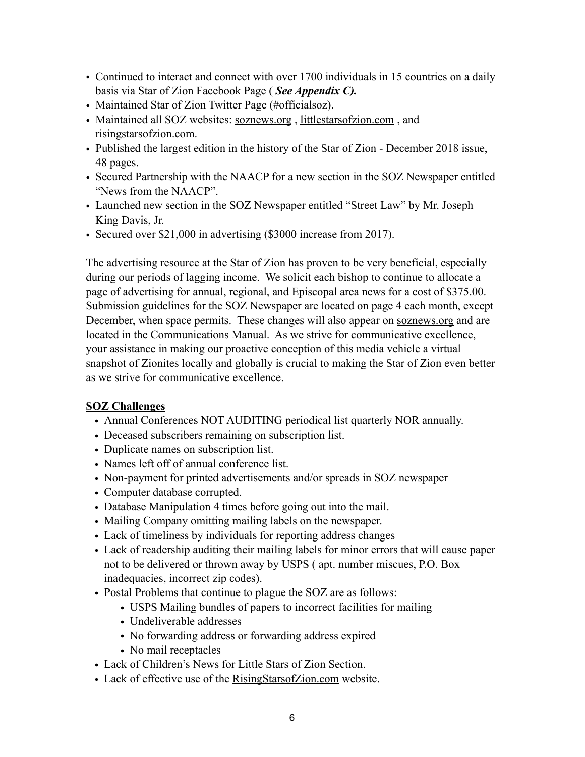- Continued to interact and connect with over 1700 individuals in 15 countries on a daily basis via Star of Zion Facebook Page ( ***See Appendix C).***
- Maintained Star of Zion Twitter Page (#officialsoz).
- Maintained all SOZ websites: soznews.org , littlestarsofzion.com , and risingstarsofzion.com.
- Published the largest edition in the history of the Star of Zion - December 2018 issue, 48 pages.
- Secured Partnership with the NAACP for a new section in the SOZ Newspaper entitled "News from the NAACP".
- Launched new section in the SOZ Newspaper entitled "Street Law" by Mr. Joseph King Davis, Jr.
- Secured over $21,000 in advertising ($3000 increase from 2017).

The advertising resource at the Star of Zion has proven to be very beneficial, especially during our periods of lagging income. We solicit each bishop to continue to allocate a page of advertising for annual, regional, and Episcopal area news for a cost of $375.00. Submission guidelines for the SOZ Newspaper are located on page 4 each month, except December, when space permits. These changes will also appear on soznews.org and are located in the Communications Manual. As we strive for communicative excellence, your assistance in making our proactive conception of this media vehicle a virtual snapshot of Zionites locally and globally is crucial to making the Star of Zion even better as we strive for communicative excellence.

**SOZ Challenges**

- Annual Conferences NOT AUDITING periodical list quarterly NOR annually.
- Deceased subscribers remaining on subscription list.
- Duplicate names on subscription list.
- Names left off of annual conference list.
- Non-payment for printed advertisements and/or spreads in SOZ newspaper
- Computer database corrupted.
- Database Manipulation 4 times before going out into the mail.
- Mailing Company omitting mailing labels on the newspaper.
- Lack of timeliness by individuals for reporting address changes
- Lack of readership auditing their mailing labels for minor errors that will cause paper not to be delivered or thrown away by USPS ( apt. number miscues, P.O. Box inadequacies, incorrect zip codes).
- Postal Problems that continue to plague the SOZ are as follows:
  - USPS Mailing bundles of papers to incorrect facilities for mailing
  - Undeliverable addresses
  - No forwarding address or forwarding address expired
  - No mail receptacles
- Lack of Children's News for Little Stars of Zion Section.
- Lack of effective use of the RisingStarsofZion.com website.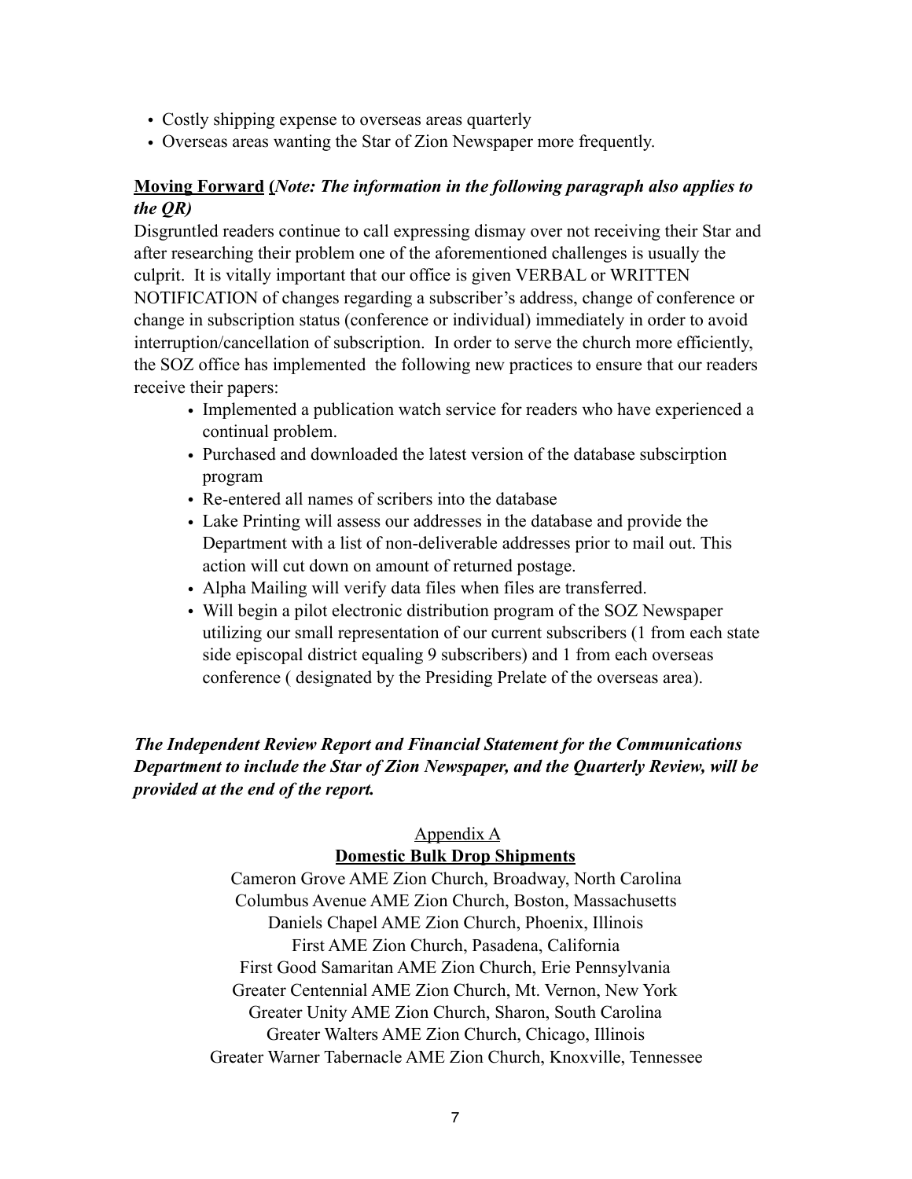- Costly shipping expense to overseas areas quarterly
- Overseas areas wanting the Star of Zion Newspaper more frequently.

**Moving Forward** **(*Note: The information in the following paragraph also applies to the QR)***

Disgruntled readers continue to call expressing dismay over not receiving their Star and after researching their problem one of the aforementioned challenges is usually the culprit. It is vitally important that our office is given VERBAL or WRITTEN NOTIFICATION of changes regarding a subscriber's address, change of conference or change in subscription status (conference or individual) immediately in order to avoid interruption/cancellation of subscription. In order to serve the church more efficiently, the SOZ office has implemented the following new practices to ensure that our readers receive their papers:

- Implemented a publication watch service for readers who have experienced a continual problem.
- Purchased and downloaded the latest version of the database subscirption program
- Re-entered all names of scribers into the database
- Lake Printing will assess our addresses in the database and provide the Department with a list of non-deliverable addresses prior to mail out. This action will cut down on amount of returned postage.
- Alpha Mailing will verify data files when files are transferred.
- Will begin a pilot electronic distribution program of the SOZ Newspaper utilizing our small representation of our current subscribers (1 from each state side episcopal district equaling 9 subscribers) and 1 from each overseas conference ( designated by the Presiding Prelate of the overseas area).

***The Independent Review Report and Financial Statement for the Communications Department to include the Star of Zion Newspaper, and the Quarterly Review, will be provided at the end of the report.***

Appendix A

**Domestic Bulk Drop Shipments**

Cameron Grove AME Zion Church, Broadway, North Carolina
Columbus Avenue AME Zion Church, Boston, Massachusetts
Daniels Chapel AME Zion Church, Phoenix, Illinois
First AME Zion Church, Pasadena, California
First Good Samaritan AME Zion Church, Erie Pennsylvania
Greater Centennial AME Zion Church, Mt. Vernon, New York
Greater Unity AME Zion Church, Sharon, South Carolina
Greater Walters AME Zion Church, Chicago, Illinois
Greater Warner Tabernacle AME Zion Church, Knoxville, Tennessee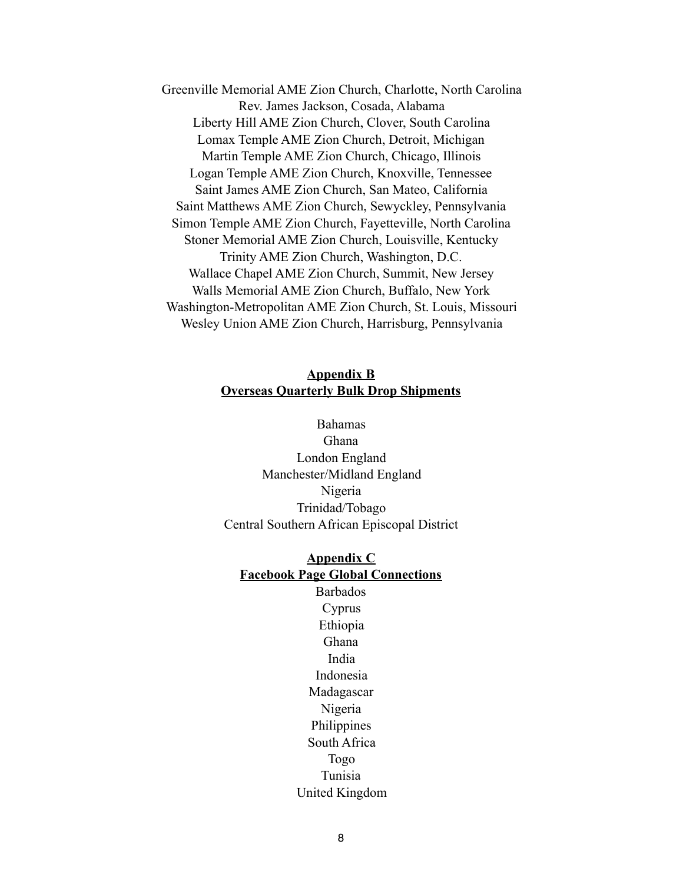Greenville Memorial AME Zion Church, Charlotte, North Carolina
Rev. James Jackson, Cosada, Alabama
Liberty Hill AME Zion Church, Clover, South Carolina
Lomax Temple AME Zion Church, Detroit, Michigan
Martin Temple AME Zion Church, Chicago, Illinois
Logan Temple AME Zion Church, Knoxville, Tennessee
Saint James AME Zion Church, San Mateo, California
Saint Matthews AME Zion Church, Sewyckley, Pennsylvania
Simon Temple AME Zion Church, Fayetteville, North Carolina
Stoner Memorial AME Zion Church, Louisville, Kentucky
Trinity AME Zion Church, Washington, D.C.
Wallace Chapel AME Zion Church, Summit, New Jersey
Walls Memorial AME Zion Church, Buffalo, New York
Washington-Metropolitan AME Zion Church, St. Louis, Missouri
Wesley Union AME Zion Church, Harrisburg, Pennsylvania

## Appendix B
## Overseas Quarterly Bulk Drop Shipments

Bahamas
Ghana
London England
Manchester/Midland England
Nigeria
Trinidad/Tobago
Central Southern African Episcopal District

## Appendix C
## Facebook Page Global Connections

Barbados
Cyprus
Ethiopia
Ghana
India
Indonesia
Madagascar
Nigeria
Philippines
South Africa
Togo
Tunisia
United Kingdom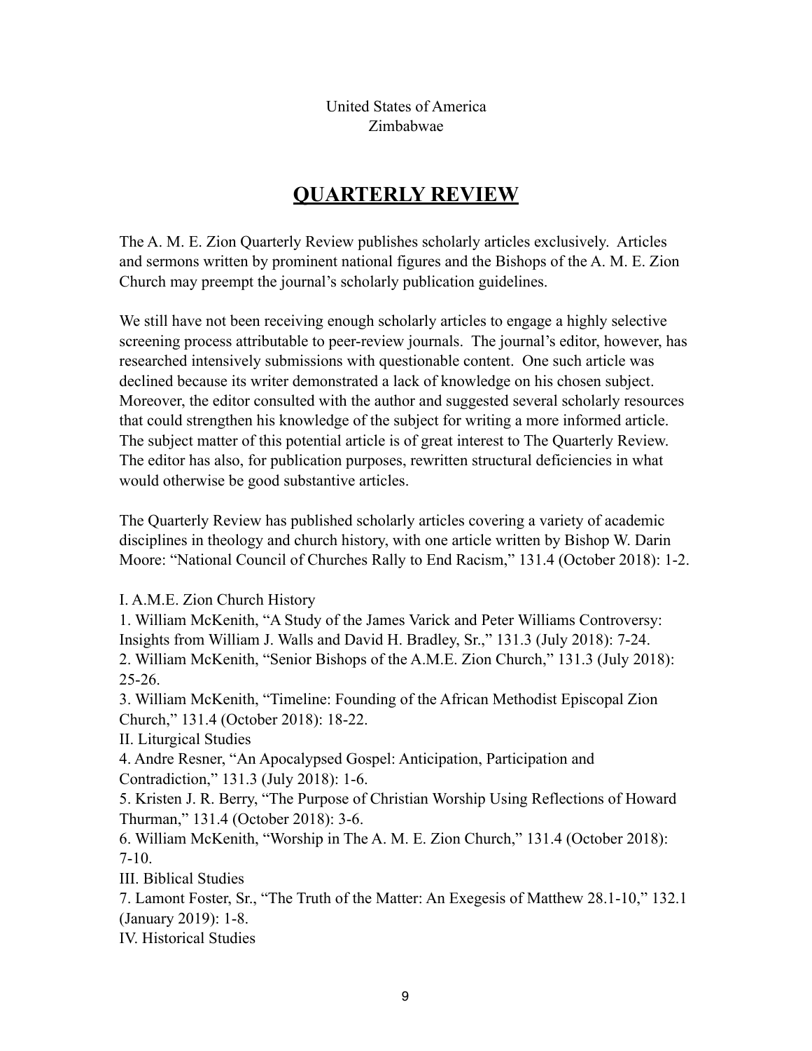United States of America
Zimbabwae

## QUARTERLY REVIEW

The A. M. E. Zion Quarterly Review publishes scholarly articles exclusively. Articles and sermons written by prominent national figures and the Bishops of the A. M. E. Zion Church may preempt the journal's scholarly publication guidelines.

We still have not been receiving enough scholarly articles to engage a highly selective screening process attributable to peer-review journals. The journal's editor, however, has researched intensively submissions with questionable content. One such article was declined because its writer demonstrated a lack of knowledge on his chosen subject. Moreover, the editor consulted with the author and suggested several scholarly resources that could strengthen his knowledge of the subject for writing a more informed article. The subject matter of this potential article is of great interest to The Quarterly Review. The editor has also, for publication purposes, rewritten structural deficiencies in what would otherwise be good substantive articles.

The Quarterly Review has published scholarly articles covering a variety of academic disciplines in theology and church history, with one article written by Bishop W. Darin Moore: "National Council of Churches Rally to End Racism," 131.4 (October 2018): 1-2.

I. A.M.E. Zion Church History
1. William McKenith, "A Study of the James Varick and Peter Williams Controversy: Insights from William J. Walls and David H. Bradley, Sr.," 131.3 (July 2018): 7-24.
2. William McKenith, "Senior Bishops of the A.M.E. Zion Church," 131.3 (July 2018): 25-26.
3. William McKenith, "Timeline: Founding of the African Methodist Episcopal Zion Church," 131.4 (October 2018): 18-22.
II. Liturgical Studies
4. Andre Resner, "An Apocalypsed Gospel: Anticipation, Participation and Contradiction," 131.3 (July 2018): 1-6.
5. Kristen J. R. Berry, "The Purpose of Christian Worship Using Reflections of Howard Thurman," 131.4 (October 2018): 3-6.
6. William McKenith, "Worship in The A. M. E. Zion Church," 131.4 (October 2018): 7-10.
III. Biblical Studies
7. Lamont Foster, Sr., "The Truth of the Matter: An Exegesis of Matthew 28.1-10," 132.1 (January 2019): 1-8.
IV. Historical Studies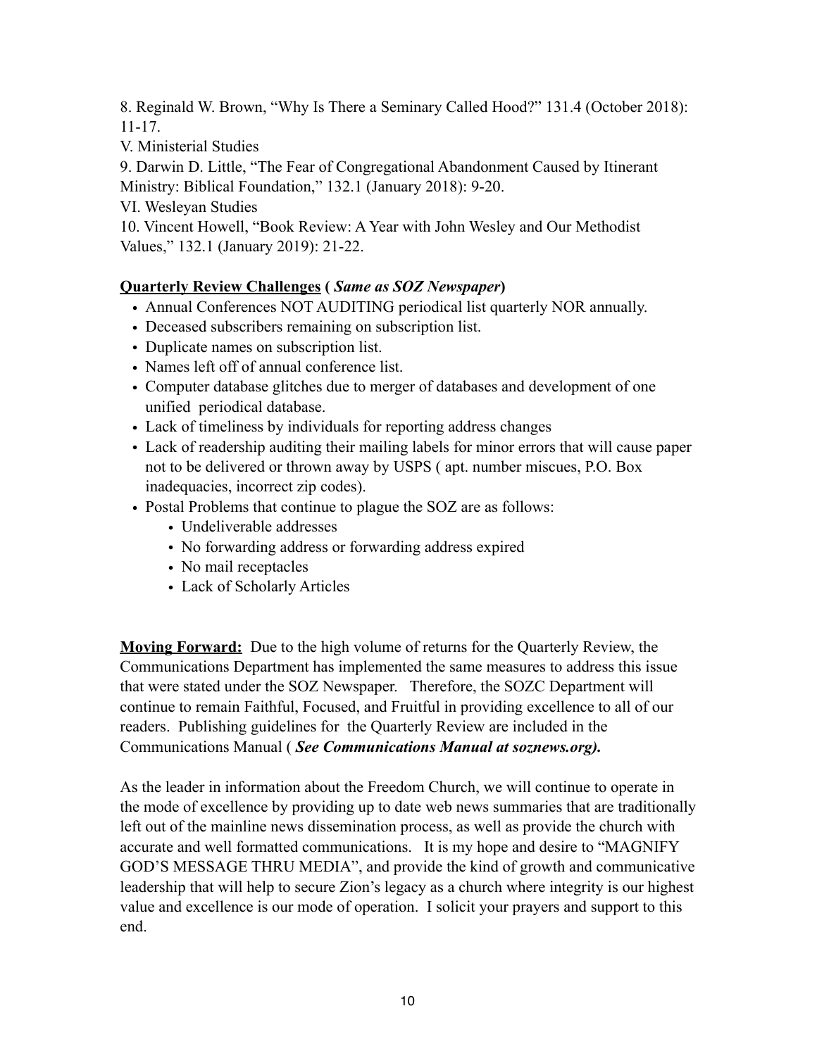8. Reginald W. Brown, “Why Is There a Seminary Called Hood?” 131.4 (October 2018): 11-17.

V. Ministerial Studies

9. Darwin D. Little, “The Fear of Congregational Abandonment Caused by Itinerant Ministry: Biblical Foundation,” 132.1 (January 2018): 9-20.

VI. Wesleyan Studies

10. Vincent Howell, “Book Review: A Year with John Wesley and Our Methodist Values,” 132.1 (January 2019): 21-22.

**<u>Quarterly Review Challenges</u> ( *Same as SOZ Newspaper*)**

- Annual Conferences NOT AUDITING periodical list quarterly NOR annually.
- Deceased subscribers remaining on subscription list.
- Duplicate names on subscription list.
- Names left off of annual conference list.
- Computer database glitches due to merger of databases and development of one unified periodical database.
- Lack of timeliness by individuals for reporting address changes
- Lack of readership auditing their mailing labels for minor errors that will cause paper not to be delivered or thrown away by USPS ( apt. number miscues, P.O. Box inadequacies, incorrect zip codes).
- Postal Problems that continue to plague the SOZ are as follows:
  - Undeliverable addresses
  - No forwarding address or forwarding address expired
  - No mail receptacles
  - Lack of Scholarly Articles

**<u>Moving Forward:</u>** Due to the high volume of returns for the Quarterly Review, the Communications Department has implemented the same measures to address this issue that were stated under the SOZ Newspaper. Therefore, the SOZC Department will continue to remain Faithful, Focused, and Fruitful in providing excellence to all of our readers. Publishing guidelines for the Quarterly Review are included in the Communications Manual ( ***See Communications Manual at soznews.org).***

As the leader in information about the Freedom Church, we will continue to operate in the mode of excellence by providing up to date web news summaries that are traditionally left out of the mainline news dissemination process, as well as provide the church with accurate and well formatted communications. It is my hope and desire to “MAGNIFY GOD’S MESSAGE THRU MEDIA”, and provide the kind of growth and communicative leadership that will help to secure Zion’s legacy as a church where integrity is our highest value and excellence is our mode of operation. I solicit your prayers and support to this end.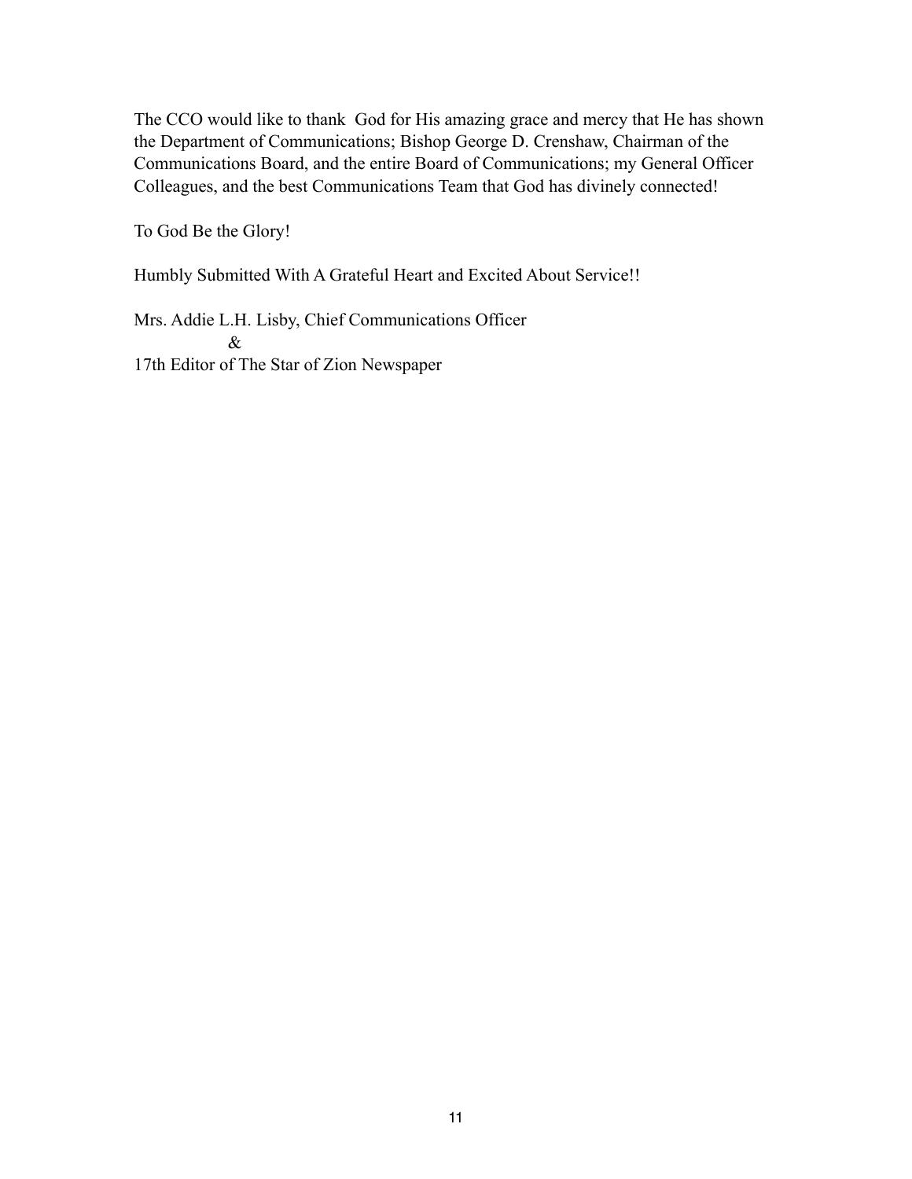The CCO would like to thank God for His amazing grace and mercy that He has shown the Department of Communications; Bishop George D. Crenshaw, Chairman of the Communications Board, and the entire Board of Communications; my General Officer Colleagues, and the best Communications Team that God has divinely connected!

To God Be the Glory!

Humbly Submitted With A Grateful Heart and Excited About Service!!

Mrs. Addie L.H. Lisby, Chief Communications Officer
&
17th Editor of The Star of Zion Newspaper